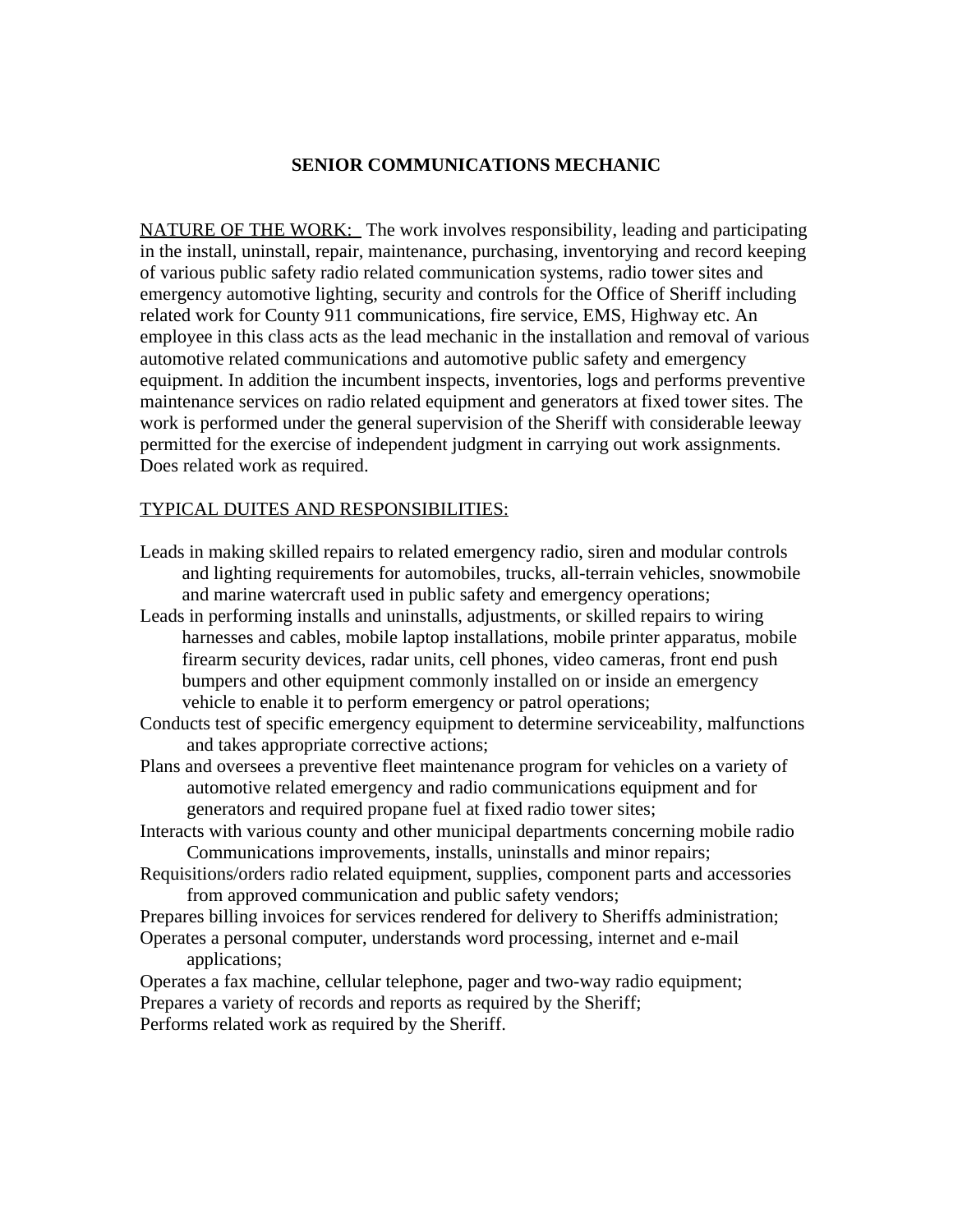# SENIOR COMMUNICATIONS MECHANIC

<u>NATURE OF THE WORK:</u> The work involves responsibility, leading and participating in the install, uninstall, repair, maintenance, purchasing, inventorying and record keeping of various public safety radio related communication systems, radio tower sites and emergency automotive lighting, security and controls for the Office of Sheriff including related work for County 911 communications, fire service, EMS, Highway etc. An employee in this class acts as the lead mechanic in the installation and removal of various automotive related communications and automotive public safety and emergency equipment. In addition the incumbent inspects, inventories, logs and performs preventive maintenance services on radio related equipment and generators at fixed tower sites. The work is performed under the general supervision of the Sheriff with considerable leeway permitted for the exercise of independent judgment in carrying out work assignments. Does related work as required.

<u>TYPICAL DUITES AND RESPONSIBILITIES:</u>

Leads in making skilled repairs to related emergency radio, siren and modular controls and lighting requirements for automobiles, trucks, all-terrain vehicles, snowmobile and marine watercraft used in public safety and emergency operations;

Leads in performing installs and uninstalls, adjustments, or skilled repairs to wiring harnesses and cables, mobile laptop installations, mobile printer apparatus, mobile firearm security devices, radar units, cell phones, video cameras, front end push bumpers and other equipment commonly installed on or inside an emergency vehicle to enable it to perform emergency or patrol operations;

Conducts test of specific emergency equipment to determine serviceability, malfunctions and takes appropriate corrective actions;

Plans and oversees a preventive fleet maintenance program for vehicles on a variety of automotive related emergency and radio communications equipment and for generators and required propane fuel at fixed radio tower sites;

Interacts with various county and other municipal departments concerning mobile radio Communications improvements, installs, uninstalls and minor repairs;

Requisitions/orders radio related equipment, supplies, component parts and accessories from approved communication and public safety vendors;

Prepares billing invoices for services rendered for delivery to Sheriffs administration;

Operates a personal computer, understands word processing, internet and e-mail applications;

Operates a fax machine, cellular telephone, pager and two-way radio equipment;

Prepares a variety of records and reports as required by the Sheriff;

Performs related work as required by the Sheriff.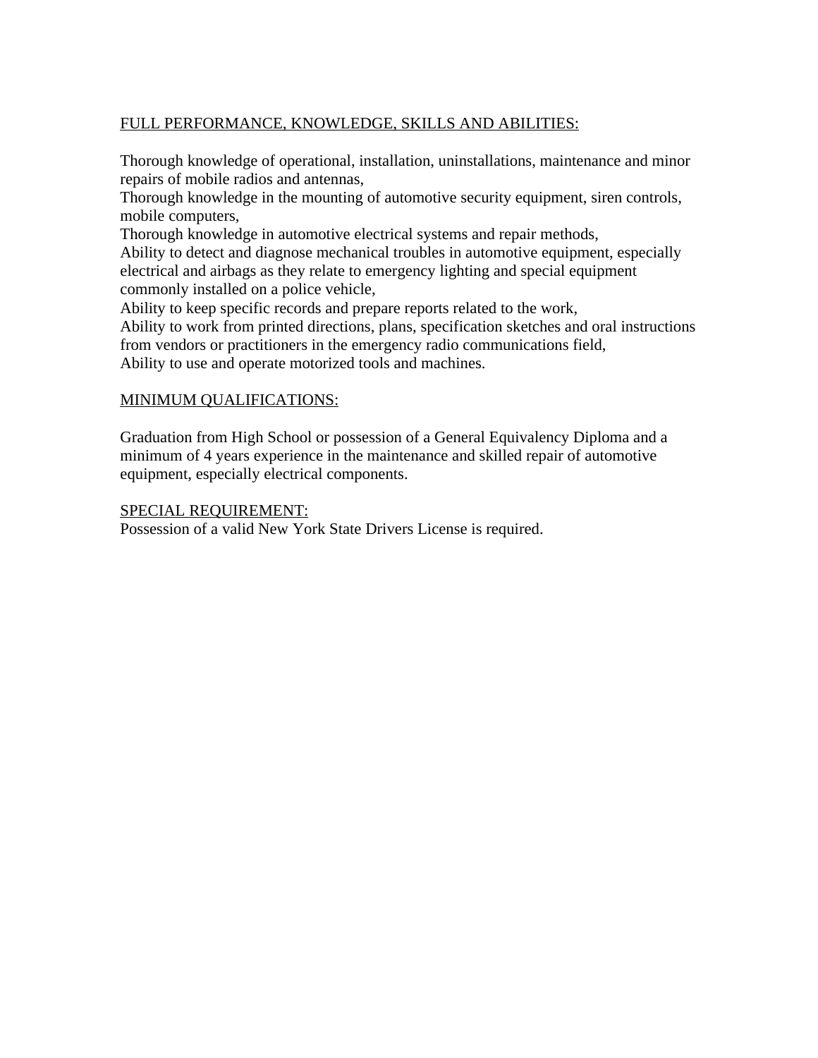FULL PERFORMANCE, KNOWLEDGE, SKILLS AND ABILITIES:

Thorough knowledge of operational, installation, uninstallations, maintenance and minor repairs of mobile radios and antennas,
Thorough knowledge in the mounting of automotive security equipment, siren controls, mobile computers,
Thorough knowledge in automotive electrical systems and repair methods,
Ability to detect and diagnose mechanical troubles in automotive equipment, especially electrical and airbags as they relate to emergency lighting and special equipment commonly installed on a police vehicle,
Ability to keep specific records and prepare reports related to the work,
Ability to work from printed directions, plans, specification sketches and oral instructions from vendors or practitioners in the emergency radio communications field,
Ability to use and operate motorized tools and machines.

MINIMUM QUALIFICATIONS:

Graduation from High School or possession of a General Equivalency Diploma and a minimum of 4 years experience in the maintenance and skilled repair of automotive equipment, especially electrical components.

SPECIAL REQUIREMENT:
Possession of a valid New York State Drivers License is required.